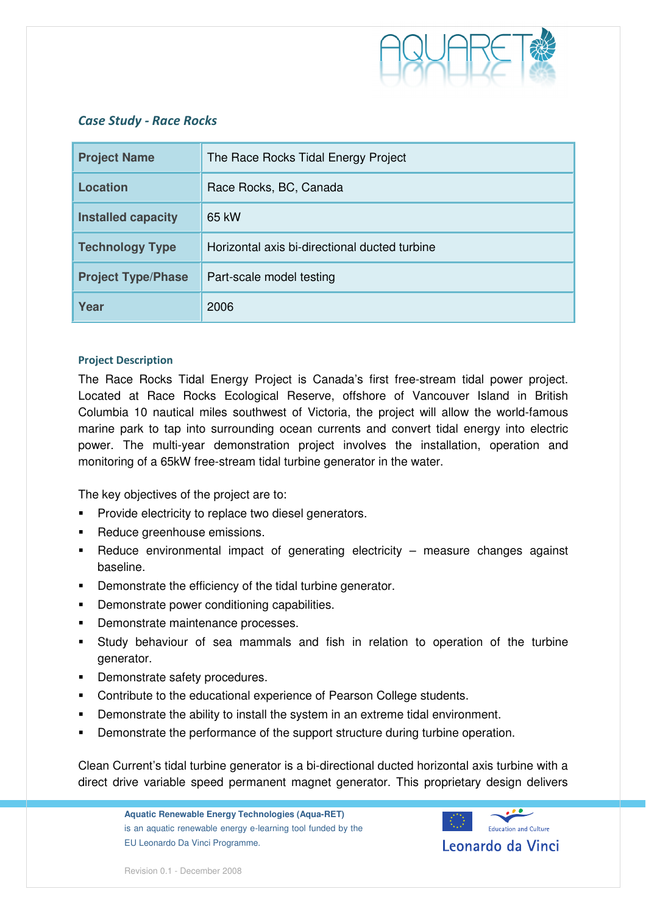## *Case Study - Race Rocks*

| Project Name | The Race Rocks Tidal Energy Project |
|---|---|
| Location | Race Rocks, BC, Canada |
| Installed capacity | 65 kW |
| Technology Type | Horizontal axis bi-directional ducted turbine |
| Project Type/Phase | Part-scale model testing |
| Year | 2006 |

### Project Description

The Race Rocks Tidal Energy Project is Canada's first free-stream tidal power project. Located at Race Rocks Ecological Reserve, offshore of Vancouver Island in British Columbia 10 nautical miles southwest of Victoria, the project will allow the world-famous marine park to tap into surrounding ocean currents and convert tidal energy into electric power. The multi-year demonstration project involves the installation, operation and monitoring of a 65kW free-stream tidal turbine generator in the water.

The key objectives of the project are to:

- Provide electricity to replace two diesel generators.
- Reduce greenhouse emissions.
- Reduce environmental impact of generating electricity – measure changes against baseline.
- Demonstrate the efficiency of the tidal turbine generator.
- Demonstrate power conditioning capabilities.
- Demonstrate maintenance processes.
- Study behaviour of sea mammals and fish in relation to operation of the turbine generator.
- Demonstrate safety procedures.
- Contribute to the educational experience of Pearson College students.
- Demonstrate the ability to install the system in an extreme tidal environment.
- Demonstrate the performance of the support structure during turbine operation.

Clean Current's tidal turbine generator is a bi-directional ducted horizontal axis turbine with a direct drive variable speed permanent magnet generator. This proprietary design delivers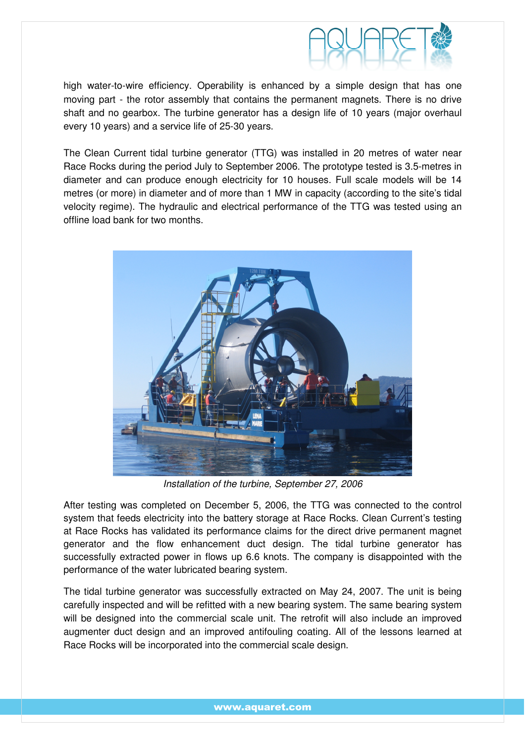high water-to-wire efficiency. Operability is enhanced by a simple design that has one moving part - the rotor assembly that contains the permanent magnets. There is no drive shaft and no gearbox. The turbine generator has a design life of 10 years (major overhaul every 10 years) and a service life of 25-30 years.

The Clean Current tidal turbine generator (TTG) was installed in 20 metres of water near Race Rocks during the period July to September 2006. The prototype tested is 3.5-metres in diameter and can produce enough electricity for 10 houses. Full scale models will be 14 metres (or more) in diameter and of more than 1 MW in capacity (according to the site's tidal velocity regime). The hydraulic and electrical performance of the TTG was tested using an offline load bank for two months.

*Installation of the turbine, September 27, 2006*

After testing was completed on December 5, 2006, the TTG was connected to the control system that feeds electricity into the battery storage at Race Rocks. Clean Current's testing at Race Rocks has validated its performance claims for the direct drive permanent magnet generator and the flow enhancement duct design. The tidal turbine generator has successfully extracted power in flows up 6.6 knots. The company is disappointed with the performance of the water lubricated bearing system.

The tidal turbine generator was successfully extracted on May 24, 2007. The unit is being carefully inspected and will be refitted with a new bearing system. The same bearing system will be designed into the commercial scale unit. The retrofit will also include an improved augmenter duct design and an improved antifouling coating. All of the lessons learned at Race Rocks will be incorporated into the commercial scale design.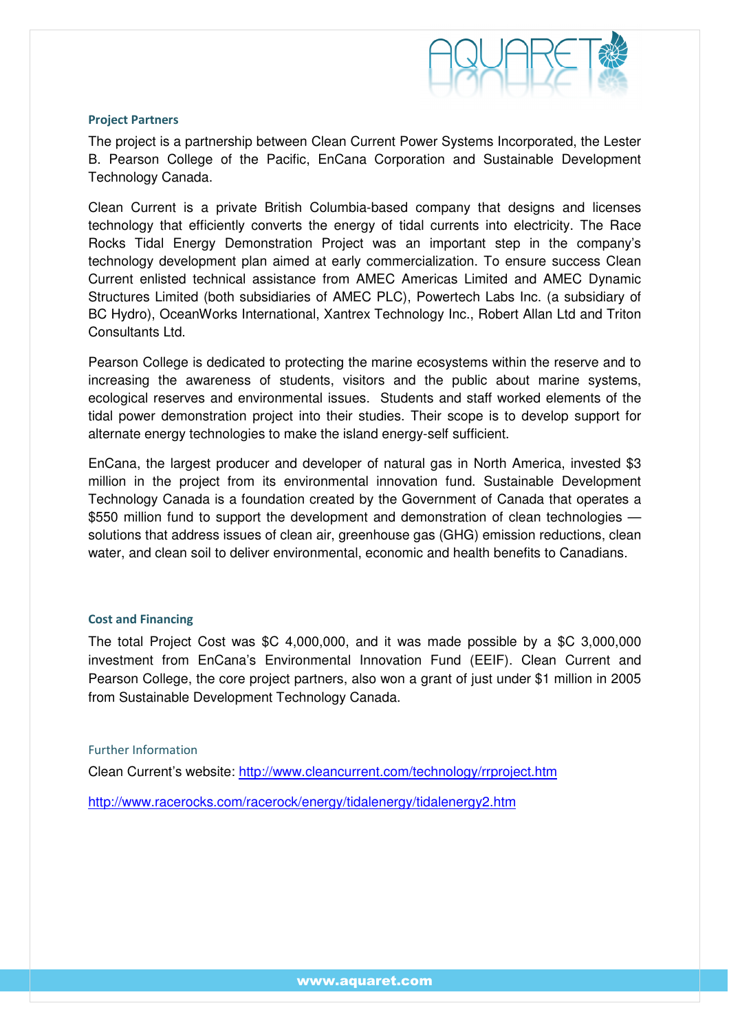## Project Partners

The project is a partnership between Clean Current Power Systems Incorporated, the Lester B. Pearson College of the Pacific, EnCana Corporation and Sustainable Development Technology Canada.

Clean Current is a private British Columbia-based company that designs and licenses technology that efficiently converts the energy of tidal currents into electricity. The Race Rocks Tidal Energy Demonstration Project was an important step in the company's technology development plan aimed at early commercialization. To ensure success Clean Current enlisted technical assistance from AMEC Americas Limited and AMEC Dynamic Structures Limited (both subsidiaries of AMEC PLC), Powertech Labs Inc. (a subsidiary of BC Hydro), OceanWorks International, Xantrex Technology Inc., Robert Allan Ltd and Triton Consultants Ltd.

Pearson College is dedicated to protecting the marine ecosystems within the reserve and to increasing the awareness of students, visitors and the public about marine systems, ecological reserves and environmental issues. Students and staff worked elements of the tidal power demonstration project into their studies. Their scope is to develop support for alternate energy technologies to make the island energy-self sufficient.

EnCana, the largest producer and developer of natural gas in North America, invested $3 million in the project from its environmental innovation fund. Sustainable Development Technology Canada is a foundation created by the Government of Canada that operates a $550 million fund to support the development and demonstration of clean technologies — solutions that address issues of clean air, greenhouse gas (GHG) emission reductions, clean water, and clean soil to deliver environmental, economic and health benefits to Canadians.

## Cost and Financing

The total Project Cost was $C 4,000,000, and it was made possible by a $C 3,000,000 investment from EnCana's Environmental Innovation Fund (EEIF). Clean Current and Pearson College, the core project partners, also won a grant of just under $1 million in 2005 from Sustainable Development Technology Canada.

## Further Information

Clean Current's website: http://www.cleancurrent.com/technology/rrproject.htm

http://www.racerocks.com/racerock/energy/tidalenergy/tidalenergy2.htm